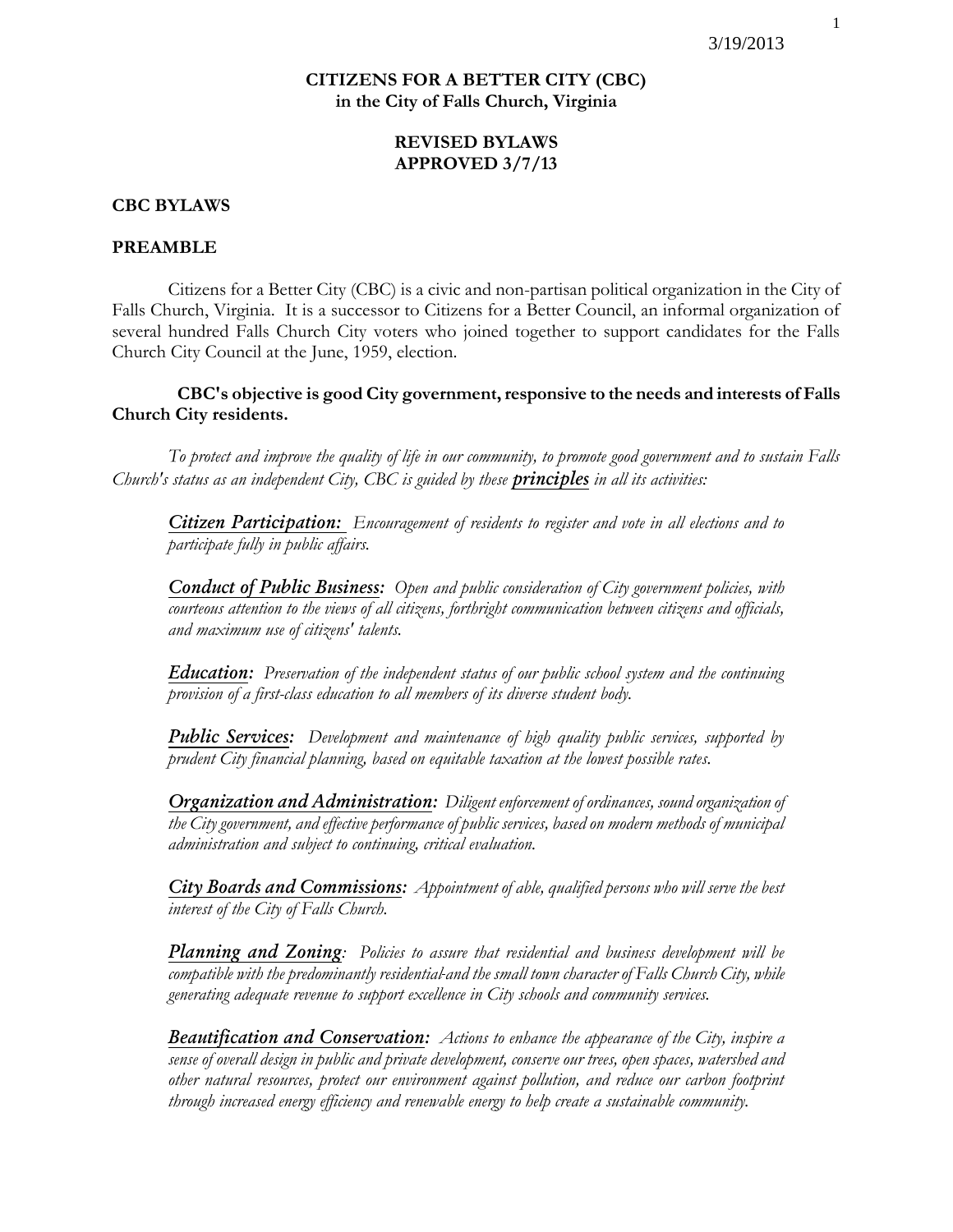3/19/2013

**CITIZENS FOR A BETTER CITY (CBC)**
**in the City of Falls Church, Virginia**

**REVISED BYLAWS**
**APPROVED 3/7/13**

## CBC BYLAWS

## PREAMBLE

Citizens for a Better City (CBC) is a civic and non-partisan political organization in the City of Falls Church, Virginia. It is a successor to Citizens for a Better Council, an informal organization of several hundred Falls Church City voters who joined together to support candidates for the Falls Church City Council at the June, 1959, election.

**CBC's objective is good City government, responsive to the needs and interests of Falls Church City residents.**

*To protect and improve the quality of life in our community, to promote good government and to sustain Falls Church's status as an independent City, CBC is guided by these* ***principles*** *in all its activities:*

***Citizen Participation:*** *Encouragement of residents to register and vote in all elections and to participate fully in public affairs.*

***Conduct of Public Business:*** *Open and public consideration of City government policies, with courteous attention to the views of all citizens, forthright communication between citizens and officials, and maximum use of citizens' talents.*

***Education:*** *Preservation of the independent status of our public school system and the continuing provision of a first-class education to all members of its diverse student body.*

***Public Services:*** *Development and maintenance of high quality public services, supported by prudent City financial planning, based on equitable taxation at the lowest possible rates.*

***Organization and Administration:*** *Diligent enforcement of ordinances, sound organization of the City government, and effective performance of public services, based on modern methods of municipal administration and subject to continuing, critical evaluation.*

***City Boards and Commissions:*** *Appointment of able, qualified persons who will serve the best interest of the City of Falls Church.*

***Planning and Zoning****: Policies to assure that residential and business development will be compatible with the predominantly residential-and the small town character of Falls Church City, while generating adequate revenue to support excellence in City schools and community services.*

***Beautification and Conservation:*** *Actions to enhance the appearance of the City, inspire a sense of overall design in public and private development, conserve our trees, open spaces, watershed and other natural resources, protect our environment against pollution, and reduce our carbon footprint through increased energy efficiency and renewable energy to help create a sustainable community.*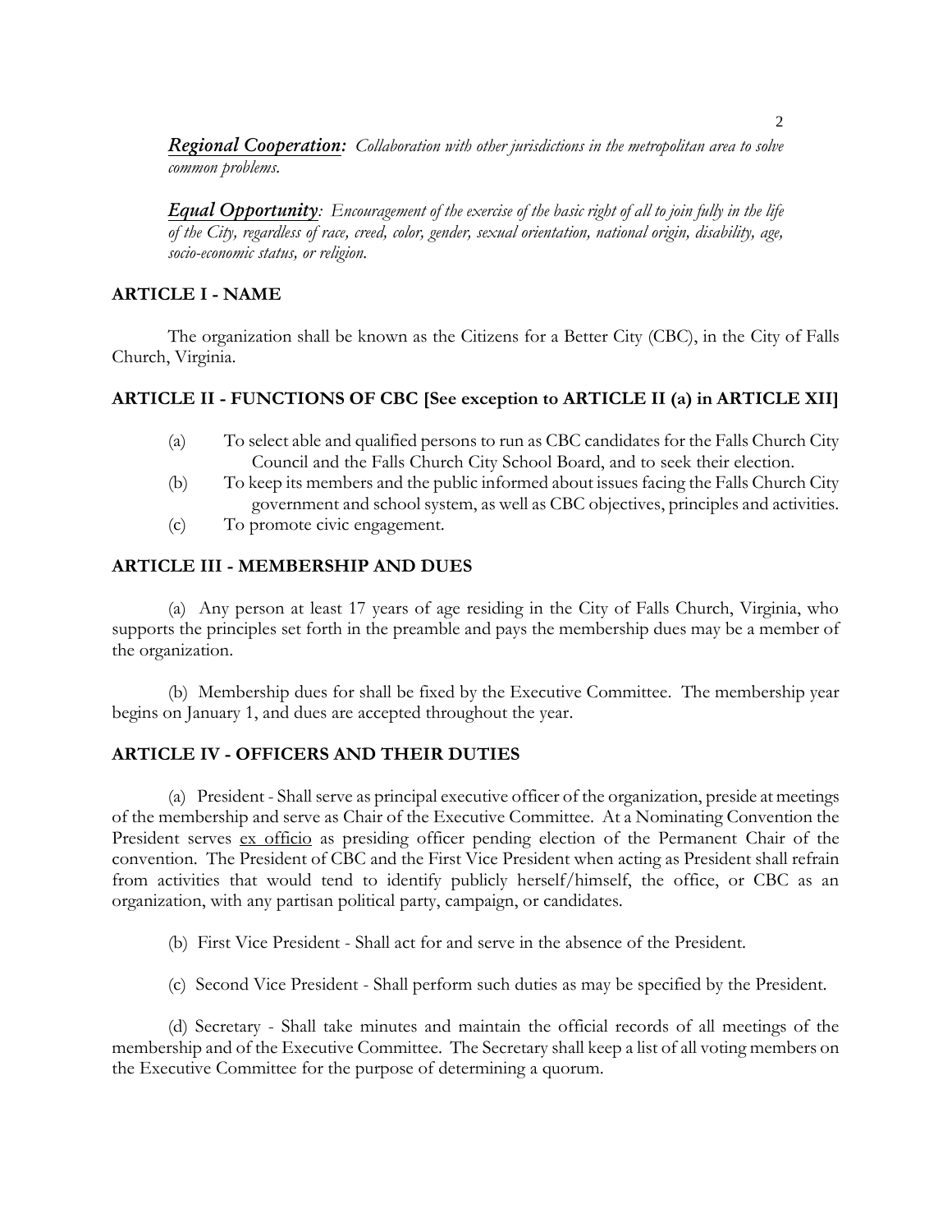***Regional Cooperation:*** *Collaboration with other jurisdictions in the metropolitan area to solve common problems.*

***Equal Opportunity****: Encouragement of the exercise of the basic right of all to join fully in the life of the City, regardless of race, creed, color, gender, sexual orientation, national origin, disability, age, socio-economic status, or religion.*

## ARTICLE I - NAME

The organization shall be known as the Citizens for a Better City (CBC), in the City of Falls Church, Virginia.

## ARTICLE II - FUNCTIONS OF CBC [See exception to ARTICLE II (a) in ARTICLE XII]

(a) To select able and qualified persons to run as CBC candidates for the Falls Church City Council and the Falls Church City School Board, and to seek their election.

(b) To keep its members and the public informed about issues facing the Falls Church City government and school system, as well as CBC objectives, principles and activities.

(c) To promote civic engagement.

## ARTICLE III - MEMBERSHIP AND DUES

(a) Any person at least 17 years of age residing in the City of Falls Church, Virginia, who supports the principles set forth in the preamble and pays the membership dues may be a member of the organization.

(b) Membership dues for shall be fixed by the Executive Committee. The membership year begins on January 1, and dues are accepted throughout the year.

## ARTICLE IV - OFFICERS AND THEIR DUTIES

(a) President - Shall serve as principal executive officer of the organization, preside at meetings of the membership and serve as Chair of the Executive Committee. At a Nominating Convention the President serves ex officio as presiding officer pending election of the Permanent Chair of the convention. The President of CBC and the First Vice President when acting as President shall refrain from activities that would tend to identify publicly herself/himself, the office, or CBC as an organization, with any partisan political party, campaign, or candidates.

(b) First Vice President - Shall act for and serve in the absence of the President.

(c) Second Vice President - Shall perform such duties as may be specified by the President.

(d) Secretary - Shall take minutes and maintain the official records of all meetings of the membership and of the Executive Committee. The Secretary shall keep a list of all voting members on the Executive Committee for the purpose of determining a quorum.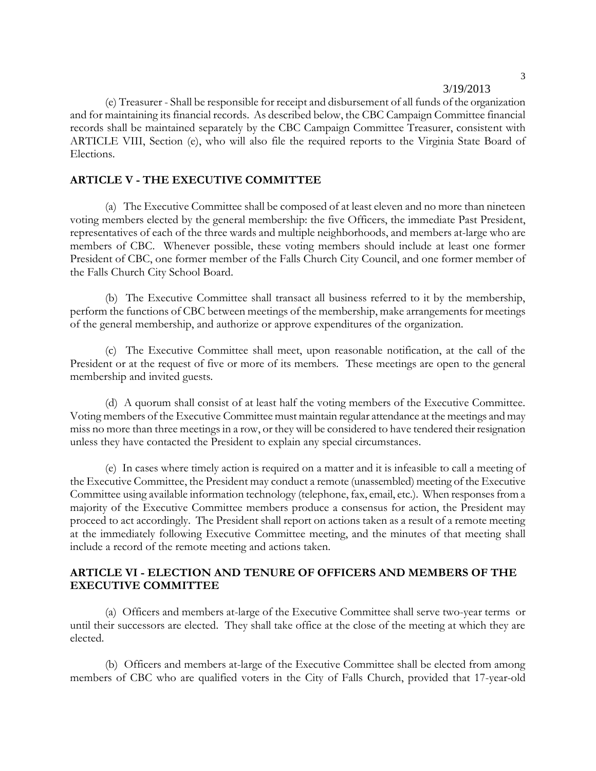(e) Treasurer - Shall be responsible for receipt and disbursement of all funds of the organization and for maintaining its financial records. As described below, the CBC Campaign Committee financial records shall be maintained separately by the CBC Campaign Committee Treasurer, consistent with ARTICLE VIII, Section (e), who will also file the required reports to the Virginia State Board of Elections.

## ARTICLE V - THE EXECUTIVE COMMITTEE

(a) The Executive Committee shall be composed of at least eleven and no more than nineteen voting members elected by the general membership: the five Officers, the immediate Past President, representatives of each of the three wards and multiple neighborhoods, and members at-large who are members of CBC. Whenever possible, these voting members should include at least one former President of CBC, one former member of the Falls Church City Council, and one former member of the Falls Church City School Board.

(b) The Executive Committee shall transact all business referred to it by the membership, perform the functions of CBC between meetings of the membership, make arrangements for meetings of the general membership, and authorize or approve expenditures of the organization.

(c) The Executive Committee shall meet, upon reasonable notification, at the call of the President or at the request of five or more of its members. These meetings are open to the general membership and invited guests.

(d) A quorum shall consist of at least half the voting members of the Executive Committee. Voting members of the Executive Committee must maintain regular attendance at the meetings and may miss no more than three meetings in a row, or they will be considered to have tendered their resignation unless they have contacted the President to explain any special circumstances.

(e) In cases where timely action is required on a matter and it is infeasible to call a meeting of the Executive Committee, the President may conduct a remote (unassembled) meeting of the Executive Committee using available information technology (telephone, fax, email, etc.). When responses from a majority of the Executive Committee members produce a consensus for action, the President may proceed to act accordingly. The President shall report on actions taken as a result of a remote meeting at the immediately following Executive Committee meeting, and the minutes of that meeting shall include a record of the remote meeting and actions taken.

## ARTICLE VI - ELECTION AND TENURE OF OFFICERS AND MEMBERS OF THE EXECUTIVE COMMITTEE

(a) Officers and members at-large of the Executive Committee shall serve two-year terms or until their successors are elected. They shall take office at the close of the meeting at which they are elected.

(b) Officers and members at-large of the Executive Committee shall be elected from among members of CBC who are qualified voters in the City of Falls Church, provided that 17-year-old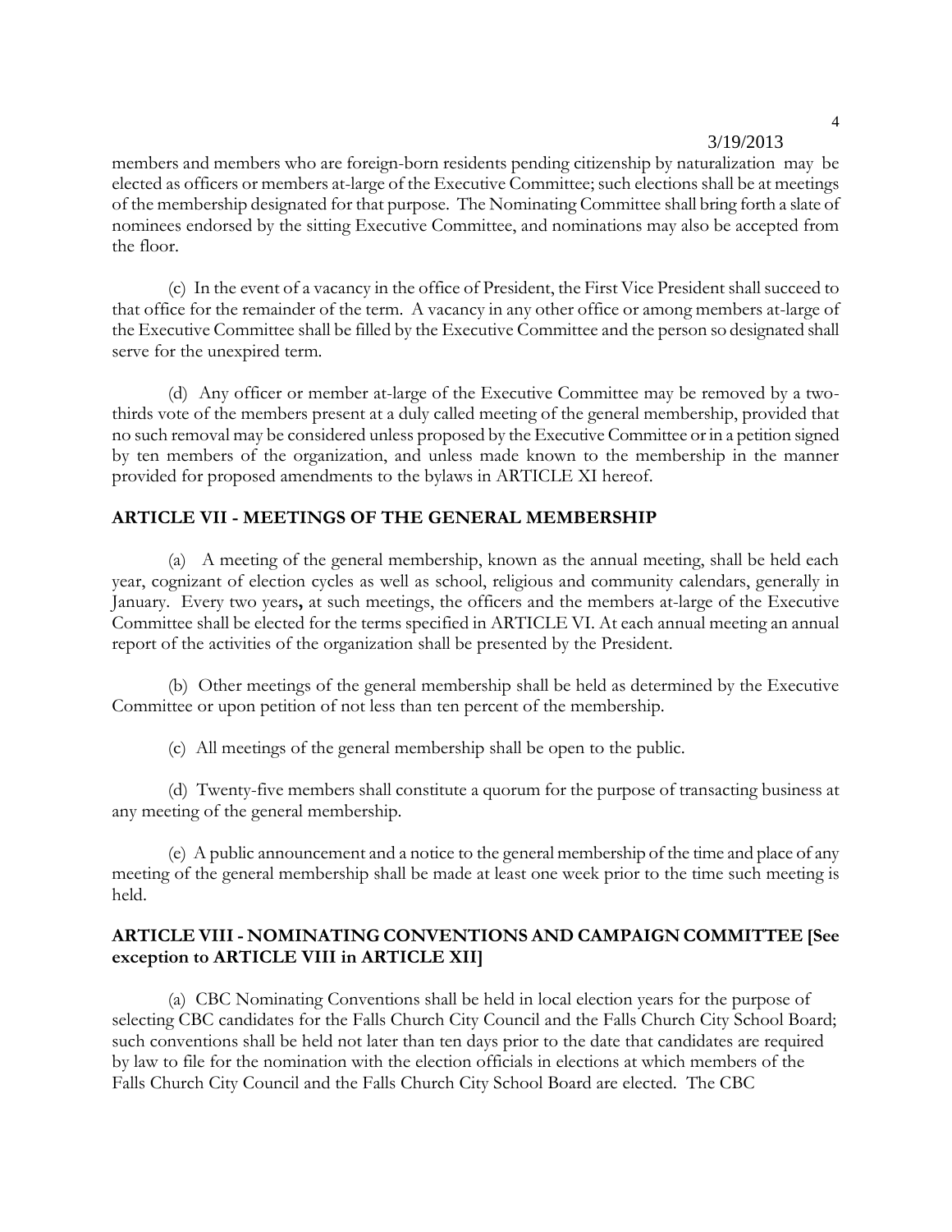members and members who are foreign-born residents pending citizenship by naturalization may be elected as officers or members at-large of the Executive Committee; such elections shall be at meetings of the membership designated for that purpose. The Nominating Committee shall bring forth a slate of nominees endorsed by the sitting Executive Committee, and nominations may also be accepted from the floor.

(c) In the event of a vacancy in the office of President, the First Vice President shall succeed to that office for the remainder of the term. A vacancy in any other office or among members at-large of the Executive Committee shall be filled by the Executive Committee and the person so designated shall serve for the unexpired term.

(d) Any officer or member at-large of the Executive Committee may be removed by a two-thirds vote of the members present at a duly called meeting of the general membership, provided that no such removal may be considered unless proposed by the Executive Committee or in a petition signed by ten members of the organization, and unless made known to the membership in the manner provided for proposed amendments to the bylaws in ARTICLE XI hereof.

## ARTICLE VII - MEETINGS OF THE GENERAL MEMBERSHIP

(a) A meeting of the general membership, known as the annual meeting, shall be held each year, cognizant of election cycles as well as school, religious and community calendars, generally in January. Every two years**,** at such meetings, the officers and the members at-large of the Executive Committee shall be elected for the terms specified in ARTICLE VI. At each annual meeting an annual report of the activities of the organization shall be presented by the President.

(b) Other meetings of the general membership shall be held as determined by the Executive Committee or upon petition of not less than ten percent of the membership.

(c) All meetings of the general membership shall be open to the public.

(d) Twenty-five members shall constitute a quorum for the purpose of transacting business at any meeting of the general membership.

(e) A public announcement and a notice to the general membership of the time and place of any meeting of the general membership shall be made at least one week prior to the time such meeting is held.

## ARTICLE VIII - NOMINATING CONVENTIONS AND CAMPAIGN COMMITTEE [See exception to ARTICLE VIII in ARTICLE XII]

(a) CBC Nominating Conventions shall be held in local election years for the purpose of selecting CBC candidates for the Falls Church City Council and the Falls Church City School Board; such conventions shall be held not later than ten days prior to the date that candidates are required by law to file for the nomination with the election officials in elections at which members of the Falls Church City Council and the Falls Church City School Board are elected. The CBC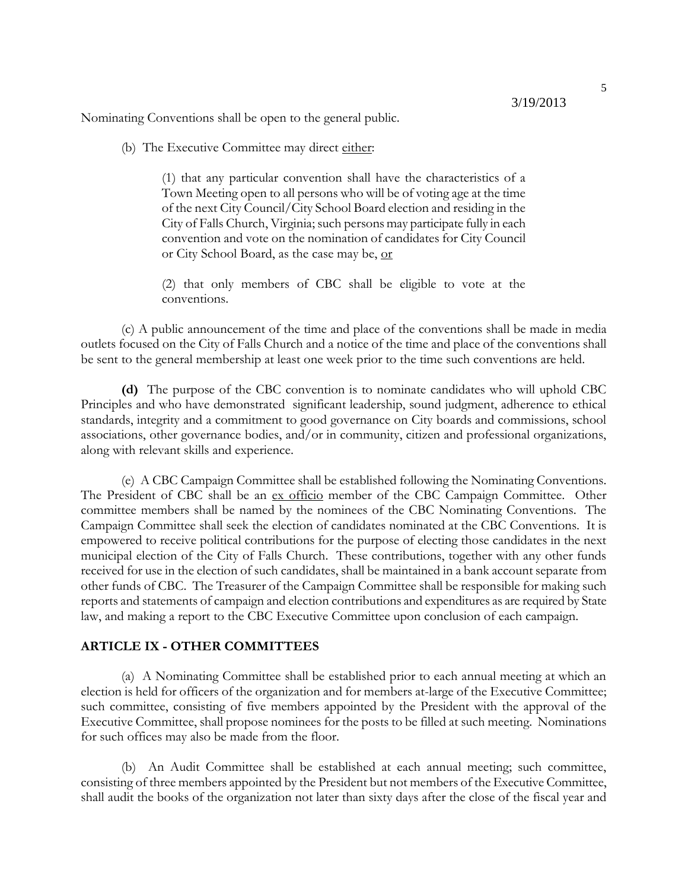Nominating Conventions shall be open to the general public.

(b) The Executive Committee may direct either:

> (1) that any particular convention shall have the characteristics of a Town Meeting open to all persons who will be of voting age at the time of the next City Council/City School Board election and residing in the City of Falls Church, Virginia; such persons may participate fully in each convention and vote on the nomination of candidates for City Council or City School Board, as the case may be, or
>
> (2) that only members of CBC shall be eligible to vote at the conventions.

(c) A public announcement of the time and place of the conventions shall be made in media outlets focused on the City of Falls Church and a notice of the time and place of the conventions shall be sent to the general membership at least one week prior to the time such conventions are held.

**(d)** The purpose of the CBC convention is to nominate candidates who will uphold CBC Principles and who have demonstrated significant leadership, sound judgment, adherence to ethical standards, integrity and a commitment to good governance on City boards and commissions, school associations, other governance bodies, and/or in community, citizen and professional organizations, along with relevant skills and experience.

(e) A CBC Campaign Committee shall be established following the Nominating Conventions. The President of CBC shall be an ex officio member of the CBC Campaign Committee. Other committee members shall be named by the nominees of the CBC Nominating Conventions. The Campaign Committee shall seek the election of candidates nominated at the CBC Conventions. It is empowered to receive political contributions for the purpose of electing those candidates in the next municipal election of the City of Falls Church. These contributions, together with any other funds received for use in the election of such candidates, shall be maintained in a bank account separate from other funds of CBC. The Treasurer of the Campaign Committee shall be responsible for making such reports and statements of campaign and election contributions and expenditures as are required by State law, and making a report to the CBC Executive Committee upon conclusion of each campaign.

## ARTICLE IX - OTHER COMMITTEES

(a) A Nominating Committee shall be established prior to each annual meeting at which an election is held for officers of the organization and for members at-large of the Executive Committee; such committee, consisting of five members appointed by the President with the approval of the Executive Committee, shall propose nominees for the posts to be filled at such meeting. Nominations for such offices may also be made from the floor.

(b) An Audit Committee shall be established at each annual meeting; such committee, consisting of three members appointed by the President but not members of the Executive Committee, shall audit the books of the organization not later than sixty days after the close of the fiscal year and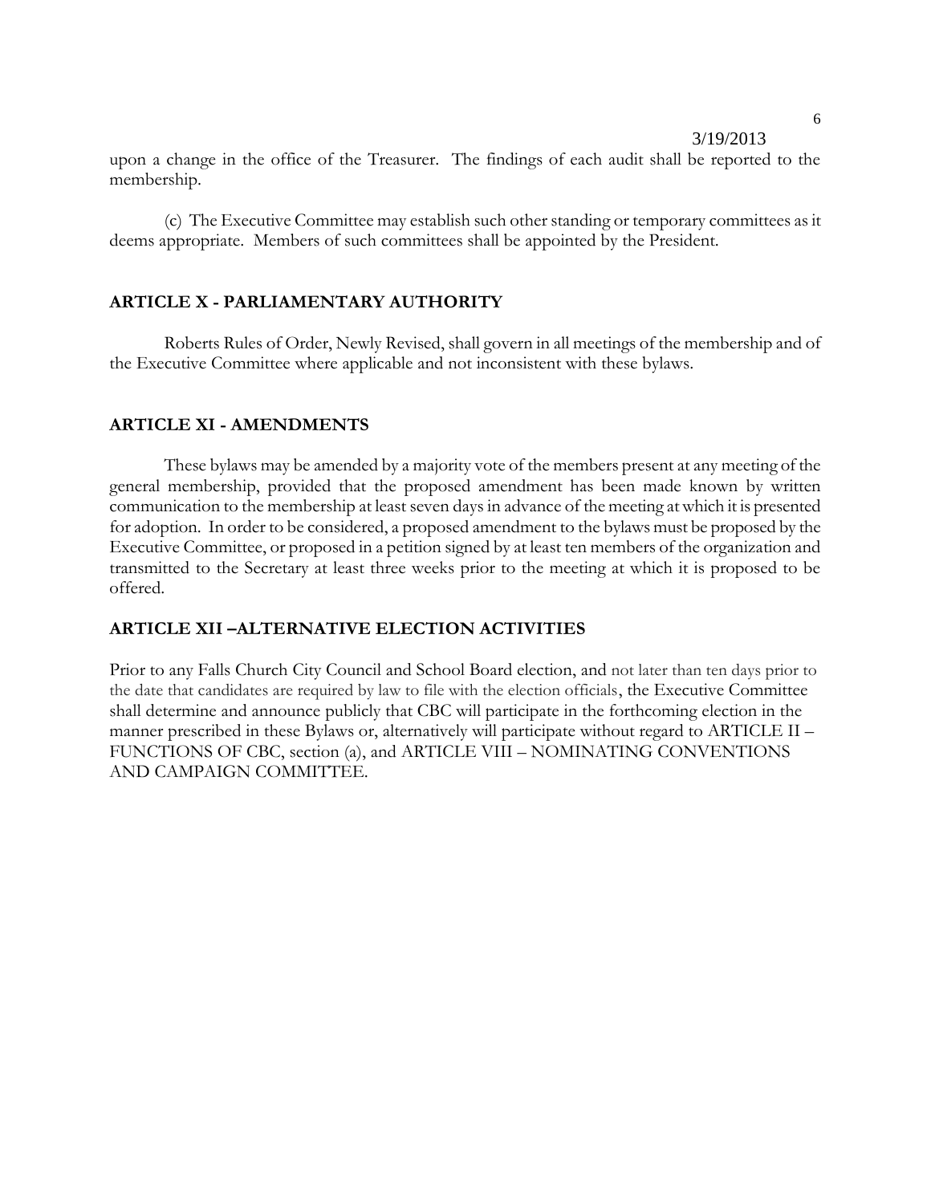upon a change in the office of the Treasurer. The findings of each audit shall be reported to the membership.

(c) The Executive Committee may establish such other standing or temporary committees as it deems appropriate. Members of such committees shall be appointed by the President.

## ARTICLE X - PARLIAMENTARY AUTHORITY

Roberts Rules of Order, Newly Revised, shall govern in all meetings of the membership and of the Executive Committee where applicable and not inconsistent with these bylaws.

## ARTICLE XI - AMENDMENTS

These bylaws may be amended by a majority vote of the members present at any meeting of the general membership, provided that the proposed amendment has been made known by written communication to the membership at least seven days in advance of the meeting at which it is presented for adoption. In order to be considered, a proposed amendment to the bylaws must be proposed by the Executive Committee, or proposed in a petition signed by at least ten members of the organization and transmitted to the Secretary at least three weeks prior to the meeting at which it is proposed to be offered.

## ARTICLE XII –ALTERNATIVE ELECTION ACTIVITIES

Prior to any Falls Church City Council and School Board election, and not later than ten days prior to the date that candidates are required by law to file with the election officials, the Executive Committee shall determine and announce publicly that CBC will participate in the forthcoming election in the manner prescribed in these Bylaws or, alternatively will participate without regard to ARTICLE II – FUNCTIONS OF CBC, section (a), and ARTICLE VIII – NOMINATING CONVENTIONS AND CAMPAIGN COMMITTEE.